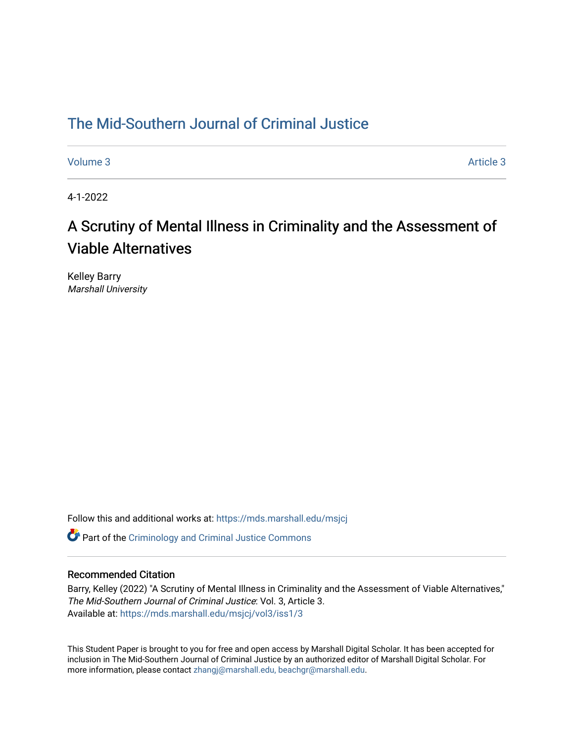# The Mid-Southern Journal of Criminal Justice

Volume 3 Article 3

4-1-2022

## A Scrutiny of Mental Illness in Criminality and the Assessment of Viable Alternatives

Kelley Barry
*Marshall University*

Follow this and additional works at: https://mds.marshall.edu/msjcj

Part of the Criminology and Criminal Justice Commons

### Recommended Citation

Barry, Kelley (2022) "A Scrutiny of Mental Illness in Criminality and the Assessment of Viable Alternatives," *The Mid-Southern Journal of Criminal Justice*: Vol. 3, Article 3.
Available at: https://mds.marshall.edu/msjcj/vol3/iss1/3

This Student Paper is brought to you for free and open access by Marshall Digital Scholar. It has been accepted for inclusion in The Mid-Southern Journal of Criminal Justice by an authorized editor of Marshall Digital Scholar. For more information, please contact zhangj@marshall.edu, beachgr@marshall.edu.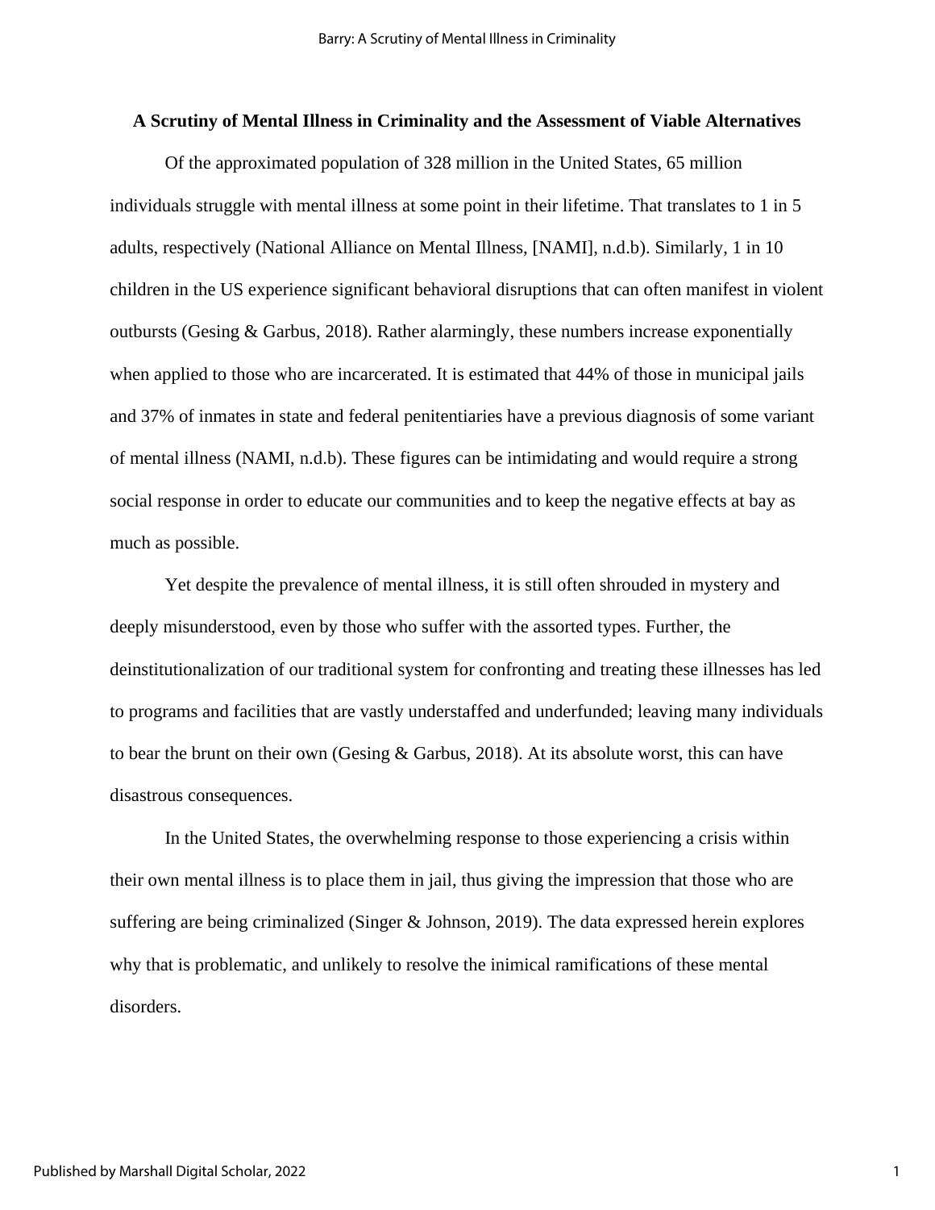## A Scrutiny of Mental Illness in Criminality and the Assessment of Viable Alternatives

Of the approximated population of 328 million in the United States, 65 million individuals struggle with mental illness at some point in their lifetime. That translates to 1 in 5 adults, respectively (National Alliance on Mental Illness, [NAMI], n.d.b). Similarly, 1 in 10 children in the US experience significant behavioral disruptions that can often manifest in violent outbursts (Gesing & Garbus, 2018). Rather alarmingly, these numbers increase exponentially when applied to those who are incarcerated. It is estimated that 44% of those in municipal jails and 37% of inmates in state and federal penitentiaries have a previous diagnosis of some variant of mental illness (NAMI, n.d.b). These figures can be intimidating and would require a strong social response in order to educate our communities and to keep the negative effects at bay as much as possible.

Yet despite the prevalence of mental illness, it is still often shrouded in mystery and deeply misunderstood, even by those who suffer with the assorted types. Further, the deinstitutionalization of our traditional system for confronting and treating these illnesses has led to programs and facilities that are vastly understaffed and underfunded; leaving many individuals to bear the brunt on their own (Gesing & Garbus, 2018). At its absolute worst, this can have disastrous consequences.

In the United States, the overwhelming response to those experiencing a crisis within their own mental illness is to place them in jail, thus giving the impression that those who are suffering are being criminalized (Singer & Johnson, 2019). The data expressed herein explores why that is problematic, and unlikely to resolve the inimical ramifications of these mental disorders.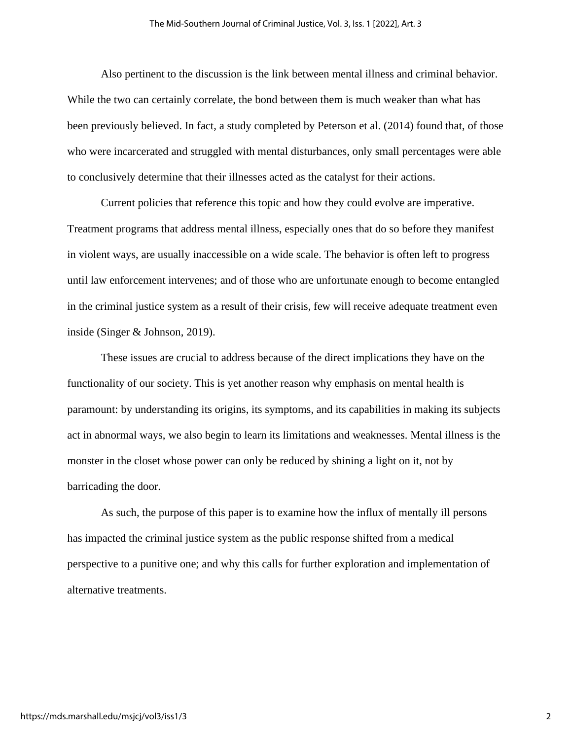Also pertinent to the discussion is the link between mental illness and criminal behavior. While the two can certainly correlate, the bond between them is much weaker than what has been previously believed. In fact, a study completed by Peterson et al. (2014) found that, of those who were incarcerated and struggled with mental disturbances, only small percentages were able to conclusively determine that their illnesses acted as the catalyst for their actions.

Current policies that reference this topic and how they could evolve are imperative. Treatment programs that address mental illness, especially ones that do so before they manifest in violent ways, are usually inaccessible on a wide scale. The behavior is often left to progress until law enforcement intervenes; and of those who are unfortunate enough to become entangled in the criminal justice system as a result of their crisis, few will receive adequate treatment even inside (Singer & Johnson, 2019).

These issues are crucial to address because of the direct implications they have on the functionality of our society. This is yet another reason why emphasis on mental health is paramount: by understanding its origins, its symptoms, and its capabilities in making its subjects act in abnormal ways, we also begin to learn its limitations and weaknesses. Mental illness is the monster in the closet whose power can only be reduced by shining a light on it, not by barricading the door.

As such, the purpose of this paper is to examine how the influx of mentally ill persons has impacted the criminal justice system as the public response shifted from a medical perspective to a punitive one; and why this calls for further exploration and implementation of alternative treatments.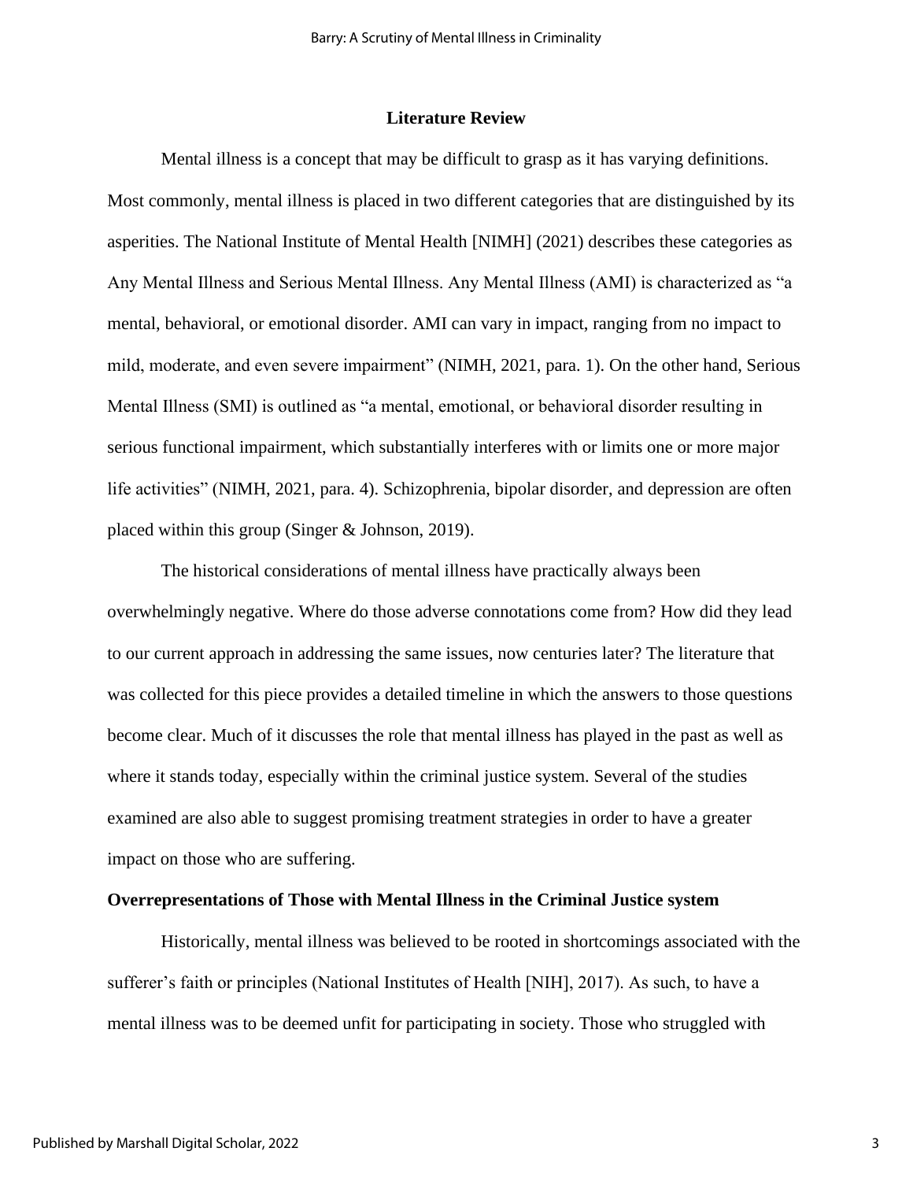## Literature Review

Mental illness is a concept that may be difficult to grasp as it has varying definitions. Most commonly, mental illness is placed in two different categories that are distinguished by its asperities. The National Institute of Mental Health [NIMH] (2021) describes these categories as Any Mental Illness and Serious Mental Illness. Any Mental Illness (AMI) is characterized as "a mental, behavioral, or emotional disorder. AMI can vary in impact, ranging from no impact to mild, moderate, and even severe impairment" (NIMH, 2021, para. 1). On the other hand, Serious Mental Illness (SMI) is outlined as "a mental, emotional, or behavioral disorder resulting in serious functional impairment, which substantially interferes with or limits one or more major life activities" (NIMH, 2021, para. 4). Schizophrenia, bipolar disorder, and depression are often placed within this group (Singer & Johnson, 2019).

The historical considerations of mental illness have practically always been overwhelmingly negative. Where do those adverse connotations come from? How did they lead to our current approach in addressing the same issues, now centuries later? The literature that was collected for this piece provides a detailed timeline in which the answers to those questions become clear. Much of it discusses the role that mental illness has played in the past as well as where it stands today, especially within the criminal justice system. Several of the studies examined are also able to suggest promising treatment strategies in order to have a greater impact on those who are suffering.

### Overrepresentations of Those with Mental Illness in the Criminal Justice system

Historically, mental illness was believed to be rooted in shortcomings associated with the sufferer's faith or principles (National Institutes of Health [NIH], 2017). As such, to have a mental illness was to be deemed unfit for participating in society. Those who struggled with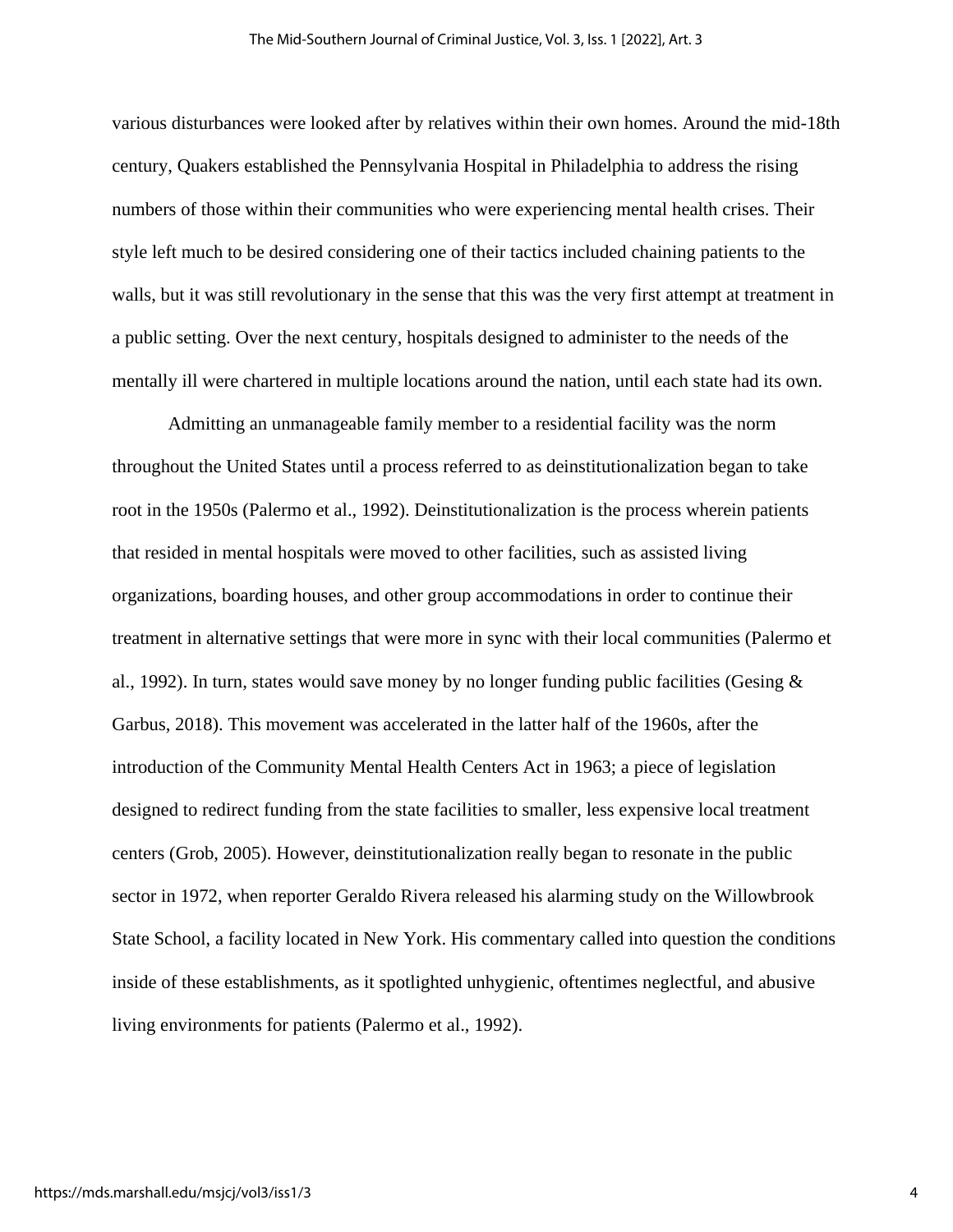various disturbances were looked after by relatives within their own homes. Around the mid-18th century, Quakers established the Pennsylvania Hospital in Philadelphia to address the rising numbers of those within their communities who were experiencing mental health crises. Their style left much to be desired considering one of their tactics included chaining patients to the walls, but it was still revolutionary in the sense that this was the very first attempt at treatment in a public setting. Over the next century, hospitals designed to administer to the needs of the mentally ill were chartered in multiple locations around the nation, until each state had its own.

Admitting an unmanageable family member to a residential facility was the norm throughout the United States until a process referred to as deinstitutionalization began to take root in the 1950s (Palermo et al., 1992). Deinstitutionalization is the process wherein patients that resided in mental hospitals were moved to other facilities, such as assisted living organizations, boarding houses, and other group accommodations in order to continue their treatment in alternative settings that were more in sync with their local communities (Palermo et al., 1992). In turn, states would save money by no longer funding public facilities (Gesing & Garbus, 2018). This movement was accelerated in the latter half of the 1960s, after the introduction of the Community Mental Health Centers Act in 1963; a piece of legislation designed to redirect funding from the state facilities to smaller, less expensive local treatment centers (Grob, 2005). However, deinstitutionalization really began to resonate in the public sector in 1972, when reporter Geraldo Rivera released his alarming study on the Willowbrook State School, a facility located in New York. His commentary called into question the conditions inside of these establishments, as it spotlighted unhygienic, oftentimes neglectful, and abusive living environments for patients (Palermo et al., 1992).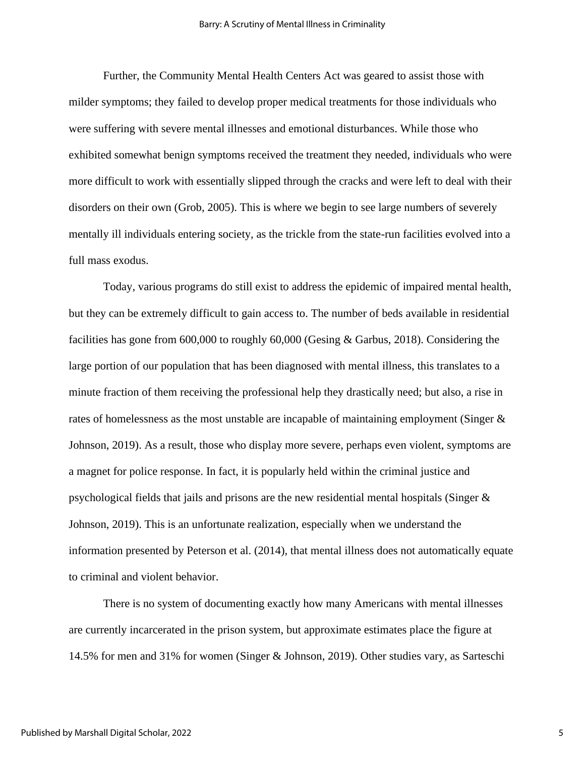Further, the Community Mental Health Centers Act was geared to assist those with milder symptoms; they failed to develop proper medical treatments for those individuals who were suffering with severe mental illnesses and emotional disturbances. While those who exhibited somewhat benign symptoms received the treatment they needed, individuals who were more difficult to work with essentially slipped through the cracks and were left to deal with their disorders on their own (Grob, 2005). This is where we begin to see large numbers of severely mentally ill individuals entering society, as the trickle from the state-run facilities evolved into a full mass exodus.

Today, various programs do still exist to address the epidemic of impaired mental health, but they can be extremely difficult to gain access to. The number of beds available in residential facilities has gone from 600,000 to roughly 60,000 (Gesing & Garbus, 2018). Considering the large portion of our population that has been diagnosed with mental illness, this translates to a minute fraction of them receiving the professional help they drastically need; but also, a rise in rates of homelessness as the most unstable are incapable of maintaining employment (Singer & Johnson, 2019). As a result, those who display more severe, perhaps even violent, symptoms are a magnet for police response. In fact, it is popularly held within the criminal justice and psychological fields that jails and prisons are the new residential mental hospitals (Singer & Johnson, 2019). This is an unfortunate realization, especially when we understand the information presented by Peterson et al. (2014), that mental illness does not automatically equate to criminal and violent behavior.

There is no system of documenting exactly how many Americans with mental illnesses are currently incarcerated in the prison system, but approximate estimates place the figure at 14.5% for men and 31% for women (Singer & Johnson, 2019). Other studies vary, as Sarteschi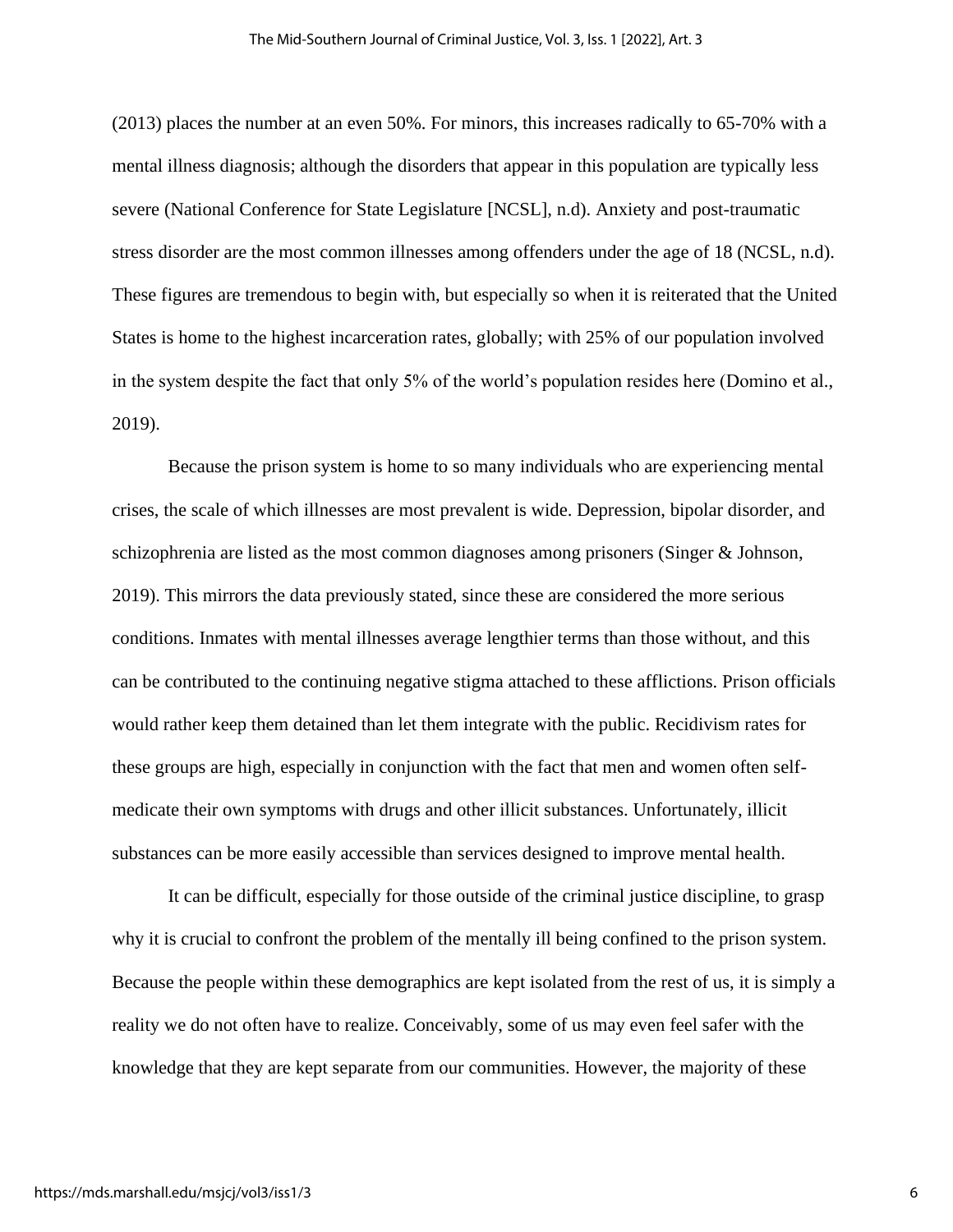(2013) places the number at an even 50%. For minors, this increases radically to 65-70% with a mental illness diagnosis; although the disorders that appear in this population are typically less severe (National Conference for State Legislature [NCSL], n.d). Anxiety and post-traumatic stress disorder are the most common illnesses among offenders under the age of 18 (NCSL, n.d). These figures are tremendous to begin with, but especially so when it is reiterated that the United States is home to the highest incarceration rates, globally; with 25% of our population involved in the system despite the fact that only 5% of the world's population resides here (Domino et al., 2019).

Because the prison system is home to so many individuals who are experiencing mental crises, the scale of which illnesses are most prevalent is wide. Depression, bipolar disorder, and schizophrenia are listed as the most common diagnoses among prisoners (Singer & Johnson, 2019). This mirrors the data previously stated, since these are considered the more serious conditions. Inmates with mental illnesses average lengthier terms than those without, and this can be contributed to the continuing negative stigma attached to these afflictions. Prison officials would rather keep them detained than let them integrate with the public. Recidivism rates for these groups are high, especially in conjunction with the fact that men and women often self-medicate their own symptoms with drugs and other illicit substances. Unfortunately, illicit substances can be more easily accessible than services designed to improve mental health.

It can be difficult, especially for those outside of the criminal justice discipline, to grasp why it is crucial to confront the problem of the mentally ill being confined to the prison system. Because the people within these demographics are kept isolated from the rest of us, it is simply a reality we do not often have to realize. Conceivably, some of us may even feel safer with the knowledge that they are kept separate from our communities. However, the majority of these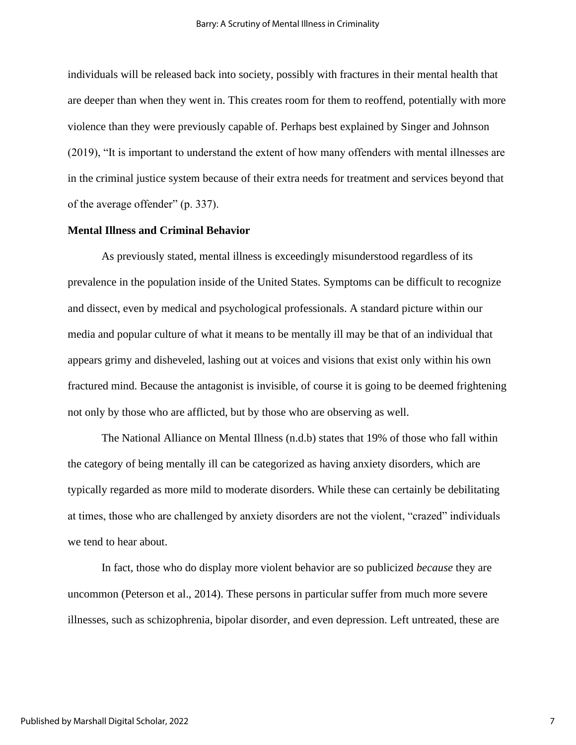individuals will be released back into society, possibly with fractures in their mental health that are deeper than when they went in. This creates room for them to reoffend, potentially with more violence than they were previously capable of. Perhaps best explained by Singer and Johnson (2019), "It is important to understand the extent of how many offenders with mental illnesses are in the criminal justice system because of their extra needs for treatment and services beyond that of the average offender" (p. 337).

### Mental Illness and Criminal Behavior

As previously stated, mental illness is exceedingly misunderstood regardless of its prevalence in the population inside of the United States. Symptoms can be difficult to recognize and dissect, even by medical and psychological professionals. A standard picture within our media and popular culture of what it means to be mentally ill may be that of an individual that appears grimy and disheveled, lashing out at voices and visions that exist only within his own fractured mind. Because the antagonist is invisible, of course it is going to be deemed frightening not only by those who are afflicted, but by those who are observing as well.

The National Alliance on Mental Illness (n.d.b) states that 19% of those who fall within the category of being mentally ill can be categorized as having anxiety disorders, which are typically regarded as more mild to moderate disorders. While these can certainly be debilitating at times, those who are challenged by anxiety disorders are not the violent, "crazed" individuals we tend to hear about.

In fact, those who do display more violent behavior are so publicized *because* they are uncommon (Peterson et al., 2014). These persons in particular suffer from much more severe illnesses, such as schizophrenia, bipolar disorder, and even depression. Left untreated, these are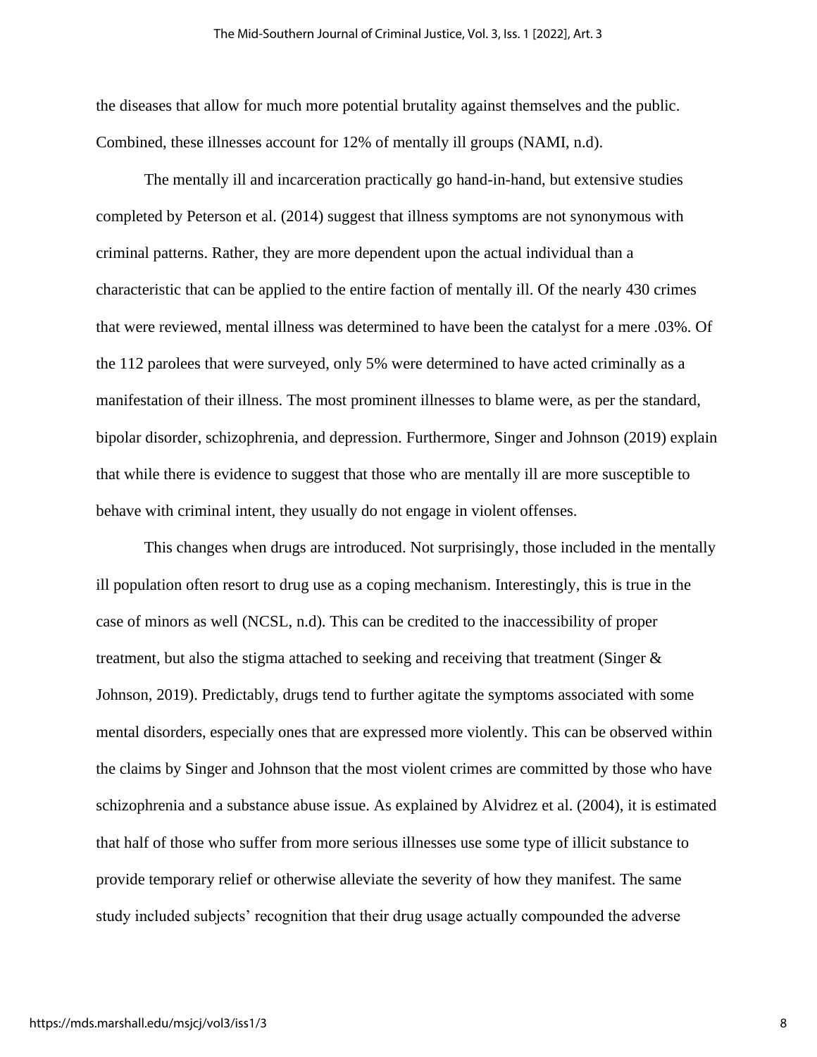the diseases that allow for much more potential brutality against themselves and the public. Combined, these illnesses account for 12% of mentally ill groups (NAMI, n.d).

The mentally ill and incarceration practically go hand-in-hand, but extensive studies completed by Peterson et al. (2014) suggest that illness symptoms are not synonymous with criminal patterns. Rather, they are more dependent upon the actual individual than a characteristic that can be applied to the entire faction of mentally ill. Of the nearly 430 crimes that were reviewed, mental illness was determined to have been the catalyst for a mere .03%. Of the 112 parolees that were surveyed, only 5% were determined to have acted criminally as a manifestation of their illness. The most prominent illnesses to blame were, as per the standard, bipolar disorder, schizophrenia, and depression. Furthermore, Singer and Johnson (2019) explain that while there is evidence to suggest that those who are mentally ill are more susceptible to behave with criminal intent, they usually do not engage in violent offenses.

This changes when drugs are introduced. Not surprisingly, those included in the mentally ill population often resort to drug use as a coping mechanism. Interestingly, this is true in the case of minors as well (NCSL, n.d). This can be credited to the inaccessibility of proper treatment, but also the stigma attached to seeking and receiving that treatment (Singer & Johnson, 2019). Predictably, drugs tend to further agitate the symptoms associated with some mental disorders, especially ones that are expressed more violently. This can be observed within the claims by Singer and Johnson that the most violent crimes are committed by those who have schizophrenia and a substance abuse issue. As explained by Alvidrez et al. (2004), it is estimated that half of those who suffer from more serious illnesses use some type of illicit substance to provide temporary relief or otherwise alleviate the severity of how they manifest. The same study included subjects' recognition that their drug usage actually compounded the adverse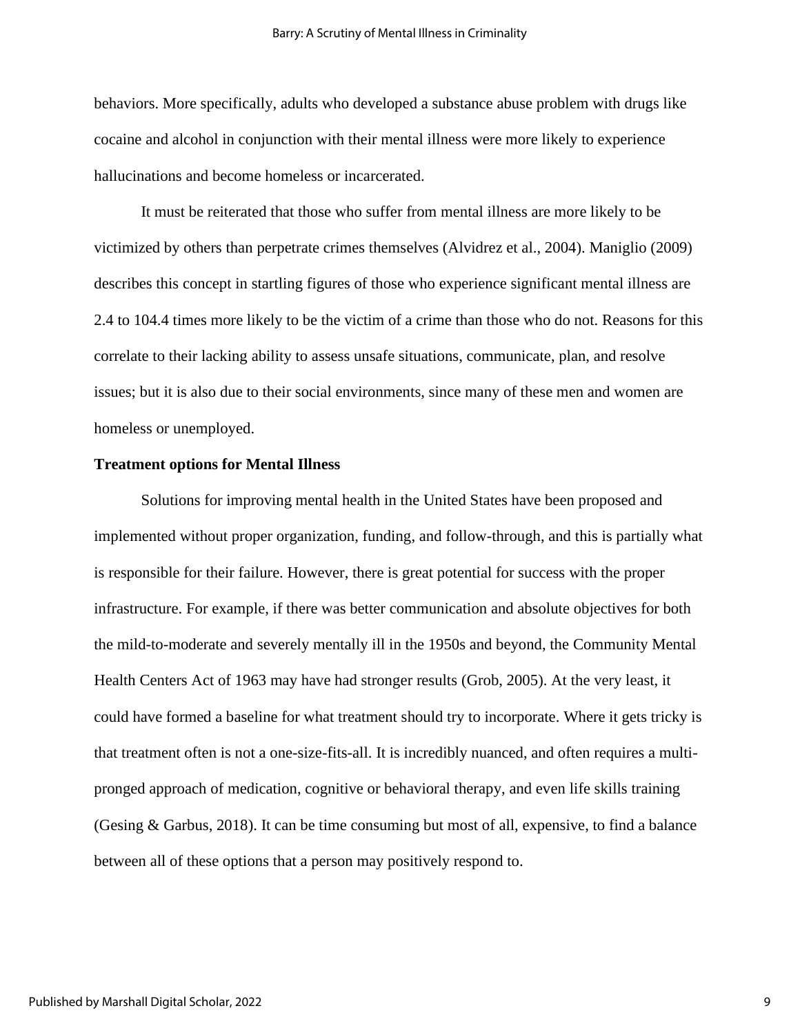behaviors. More specifically, adults who developed a substance abuse problem with drugs like cocaine and alcohol in conjunction with their mental illness were more likely to experience hallucinations and become homeless or incarcerated.

It must be reiterated that those who suffer from mental illness are more likely to be victimized by others than perpetrate crimes themselves (Alvidrez et al., 2004). Maniglio (2009) describes this concept in startling figures of those who experience significant mental illness are 2.4 to 104.4 times more likely to be the victim of a crime than those who do not. Reasons for this correlate to their lacking ability to assess unsafe situations, communicate, plan, and resolve issues; but it is also due to their social environments, since many of these men and women are homeless or unemployed.

**Treatment options for Mental Illness**

Solutions for improving mental health in the United States have been proposed and implemented without proper organization, funding, and follow-through, and this is partially what is responsible for their failure. However, there is great potential for success with the proper infrastructure. For example, if there was better communication and absolute objectives for both the mild-to-moderate and severely mentally ill in the 1950s and beyond, the Community Mental Health Centers Act of 1963 may have had stronger results (Grob, 2005). At the very least, it could have formed a baseline for what treatment should try to incorporate. Where it gets tricky is that treatment often is not a one-size-fits-all. It is incredibly nuanced, and often requires a multi-pronged approach of medication, cognitive or behavioral therapy, and even life skills training (Gesing & Garbus, 2018). It can be time consuming but most of all, expensive, to find a balance between all of these options that a person may positively respond to.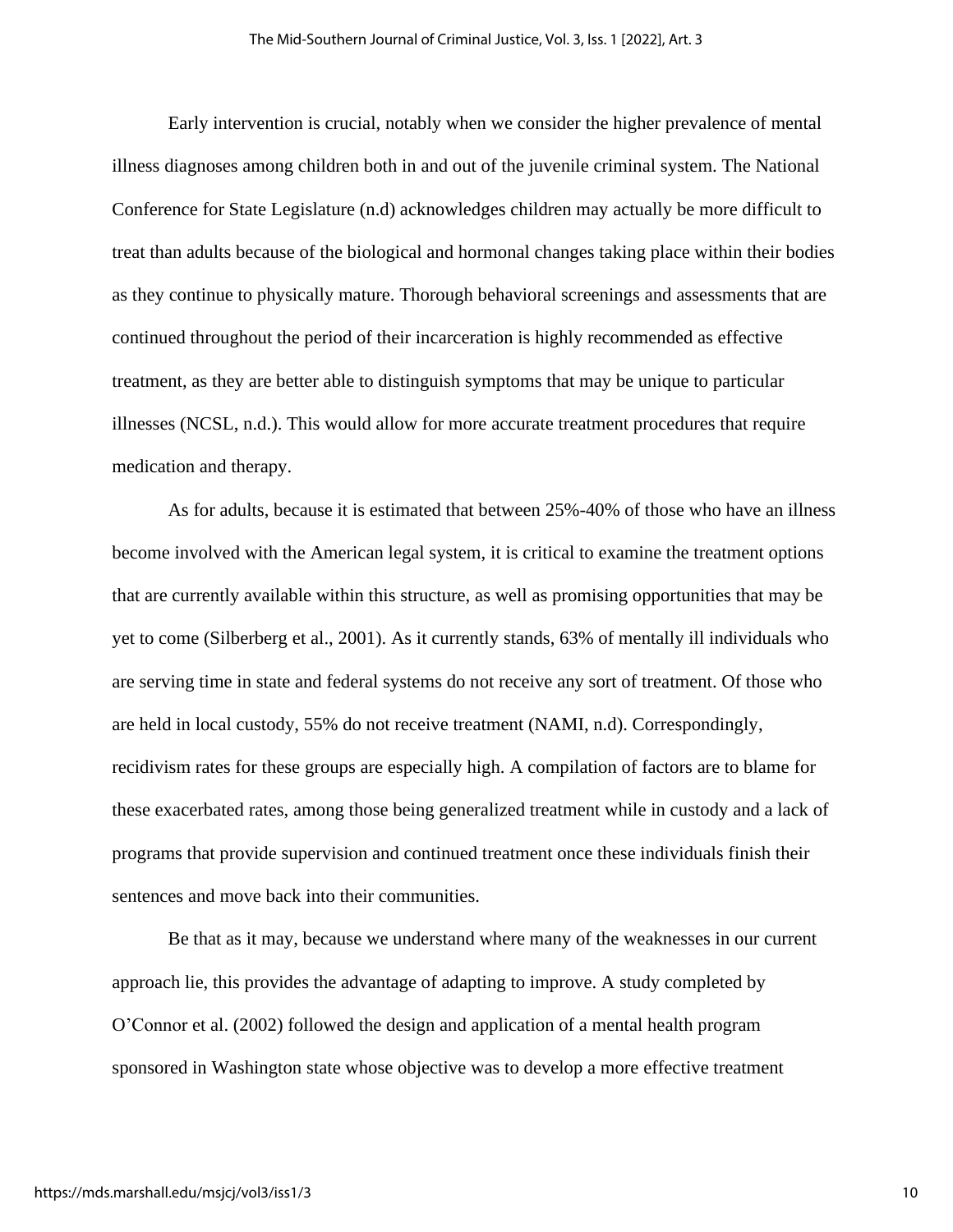Early intervention is crucial, notably when we consider the higher prevalence of mental illness diagnoses among children both in and out of the juvenile criminal system. The National Conference for State Legislature (n.d) acknowledges children may actually be more difficult to treat than adults because of the biological and hormonal changes taking place within their bodies as they continue to physically mature. Thorough behavioral screenings and assessments that are continued throughout the period of their incarceration is highly recommended as effective treatment, as they are better able to distinguish symptoms that may be unique to particular illnesses (NCSL, n.d.). This would allow for more accurate treatment procedures that require medication and therapy.

As for adults, because it is estimated that between 25%-40% of those who have an illness become involved with the American legal system, it is critical to examine the treatment options that are currently available within this structure, as well as promising opportunities that may be yet to come (Silberberg et al., 2001). As it currently stands, 63% of mentally ill individuals who are serving time in state and federal systems do not receive any sort of treatment. Of those who are held in local custody, 55% do not receive treatment (NAMI, n.d). Correspondingly, recidivism rates for these groups are especially high. A compilation of factors are to blame for these exacerbated rates, among those being generalized treatment while in custody and a lack of programs that provide supervision and continued treatment once these individuals finish their sentences and move back into their communities.

Be that as it may, because we understand where many of the weaknesses in our current approach lie, this provides the advantage of adapting to improve. A study completed by O'Connor et al. (2002) followed the design and application of a mental health program sponsored in Washington state whose objective was to develop a more effective treatment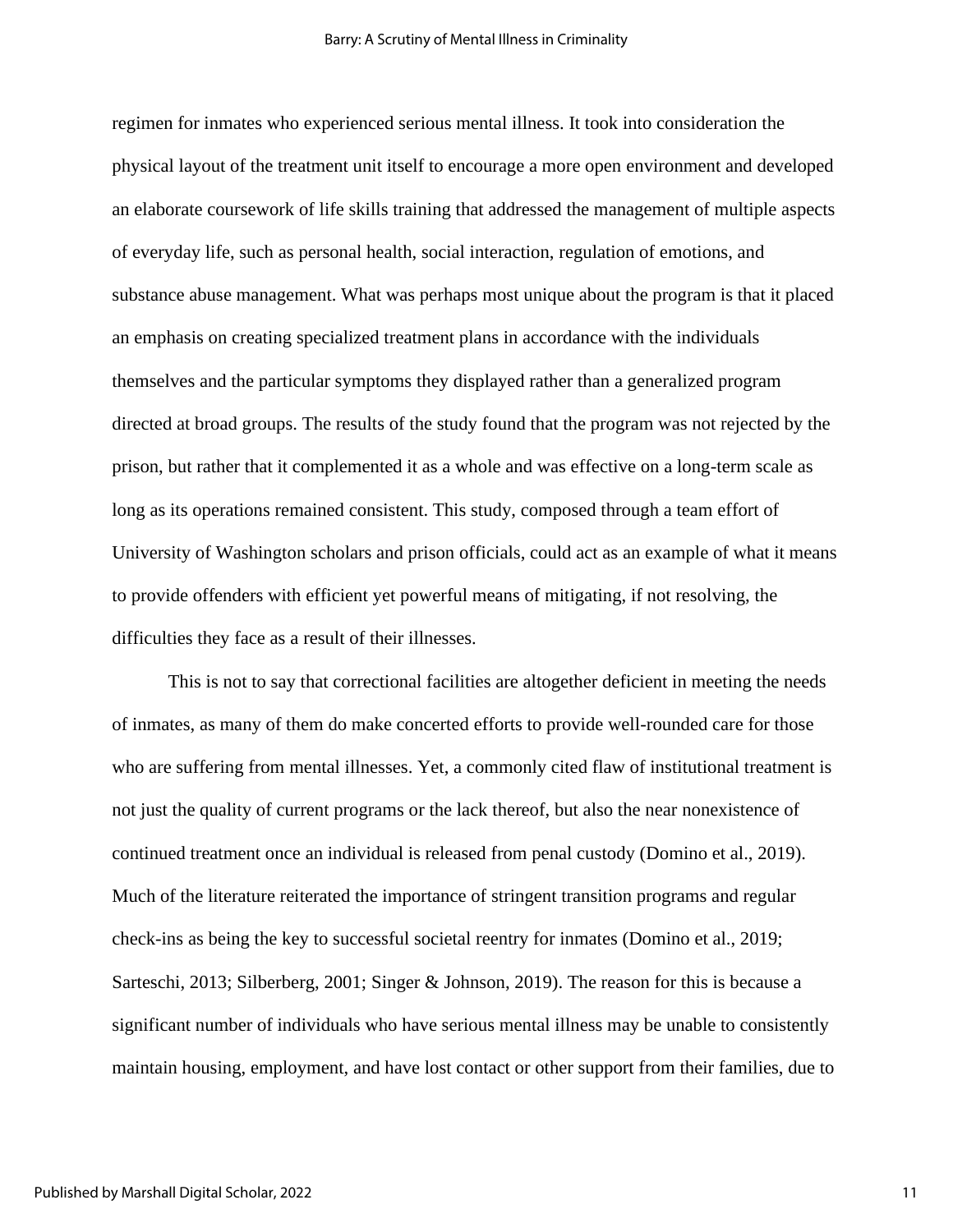regimen for inmates who experienced serious mental illness. It took into consideration the physical layout of the treatment unit itself to encourage a more open environment and developed an elaborate coursework of life skills training that addressed the management of multiple aspects of everyday life, such as personal health, social interaction, regulation of emotions, and substance abuse management. What was perhaps most unique about the program is that it placed an emphasis on creating specialized treatment plans in accordance with the individuals themselves and the particular symptoms they displayed rather than a generalized program directed at broad groups. The results of the study found that the program was not rejected by the prison, but rather that it complemented it as a whole and was effective on a long-term scale as long as its operations remained consistent. This study, composed through a team effort of University of Washington scholars and prison officials, could act as an example of what it means to provide offenders with efficient yet powerful means of mitigating, if not resolving, the difficulties they face as a result of their illnesses.

This is not to say that correctional facilities are altogether deficient in meeting the needs of inmates, as many of them do make concerted efforts to provide well-rounded care for those who are suffering from mental illnesses. Yet, a commonly cited flaw of institutional treatment is not just the quality of current programs or the lack thereof, but also the near nonexistence of continued treatment once an individual is released from penal custody (Domino et al., 2019). Much of the literature reiterated the importance of stringent transition programs and regular check-ins as being the key to successful societal reentry for inmates (Domino et al., 2019; Sarteschi, 2013; Silberberg, 2001; Singer & Johnson, 2019). The reason for this is because a significant number of individuals who have serious mental illness may be unable to consistently maintain housing, employment, and have lost contact or other support from their families, due to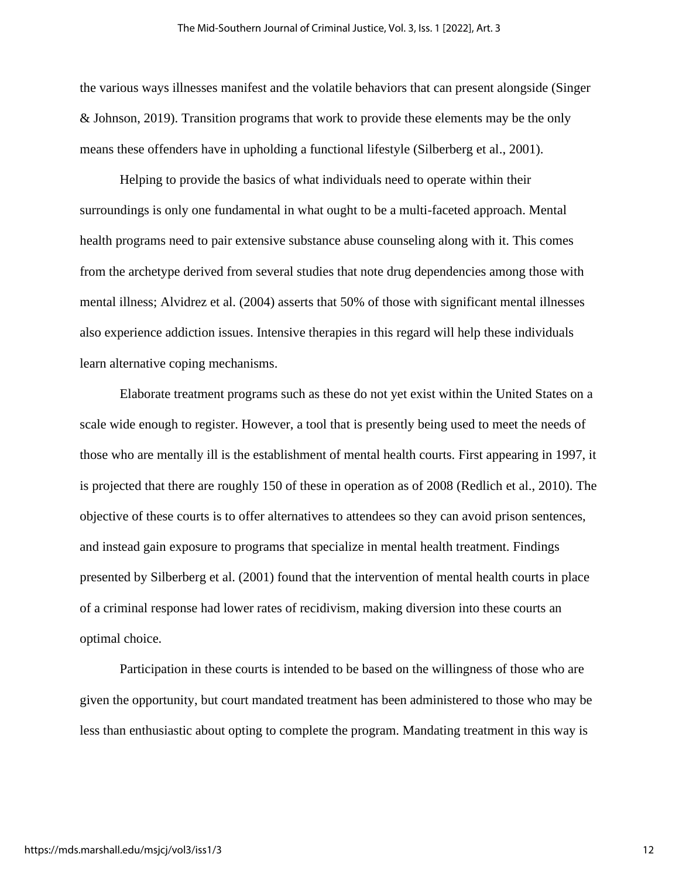the various ways illnesses manifest and the volatile behaviors that can present alongside (Singer & Johnson, 2019). Transition programs that work to provide these elements may be the only means these offenders have in upholding a functional lifestyle (Silberberg et al., 2001).

Helping to provide the basics of what individuals need to operate within their surroundings is only one fundamental in what ought to be a multi-faceted approach. Mental health programs need to pair extensive substance abuse counseling along with it. This comes from the archetype derived from several studies that note drug dependencies among those with mental illness; Alvidrez et al. (2004) asserts that 50% of those with significant mental illnesses also experience addiction issues. Intensive therapies in this regard will help these individuals learn alternative coping mechanisms.

Elaborate treatment programs such as these do not yet exist within the United States on a scale wide enough to register. However, a tool that is presently being used to meet the needs of those who are mentally ill is the establishment of mental health courts. First appearing in 1997, it is projected that there are roughly 150 of these in operation as of 2008 (Redlich et al., 2010). The objective of these courts is to offer alternatives to attendees so they can avoid prison sentences, and instead gain exposure to programs that specialize in mental health treatment. Findings presented by Silberberg et al. (2001) found that the intervention of mental health courts in place of a criminal response had lower rates of recidivism, making diversion into these courts an optimal choice.

Participation in these courts is intended to be based on the willingness of those who are given the opportunity, but court mandated treatment has been administered to those who may be less than enthusiastic about opting to complete the program. Mandating treatment in this way is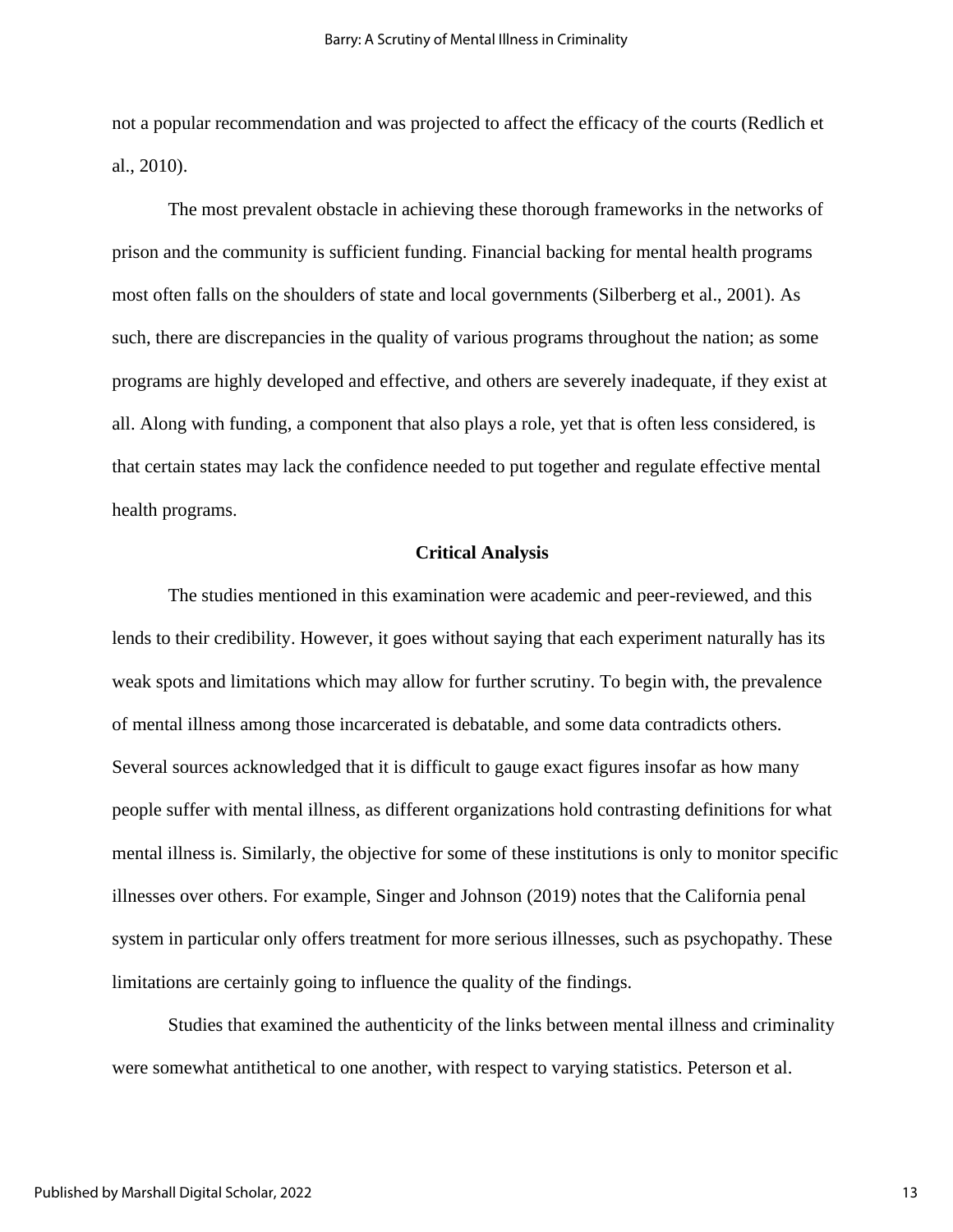not a popular recommendation and was projected to affect the efficacy of the courts (Redlich et al., 2010).

The most prevalent obstacle in achieving these thorough frameworks in the networks of prison and the community is sufficient funding. Financial backing for mental health programs most often falls on the shoulders of state and local governments (Silberberg et al., 2001). As such, there are discrepancies in the quality of various programs throughout the nation; as some programs are highly developed and effective, and others are severely inadequate, if they exist at all. Along with funding, a component that also plays a role, yet that is often less considered, is that certain states may lack the confidence needed to put together and regulate effective mental health programs.

## Critical Analysis

The studies mentioned in this examination were academic and peer-reviewed, and this lends to their credibility. However, it goes without saying that each experiment naturally has its weak spots and limitations which may allow for further scrutiny. To begin with, the prevalence of mental illness among those incarcerated is debatable, and some data contradicts others. Several sources acknowledged that it is difficult to gauge exact figures insofar as how many people suffer with mental illness, as different organizations hold contrasting definitions for what mental illness is. Similarly, the objective for some of these institutions is only to monitor specific illnesses over others. For example, Singer and Johnson (2019) notes that the California penal system in particular only offers treatment for more serious illnesses, such as psychopathy. These limitations are certainly going to influence the quality of the findings.

Studies that examined the authenticity of the links between mental illness and criminality were somewhat antithetical to one another, with respect to varying statistics. Peterson et al.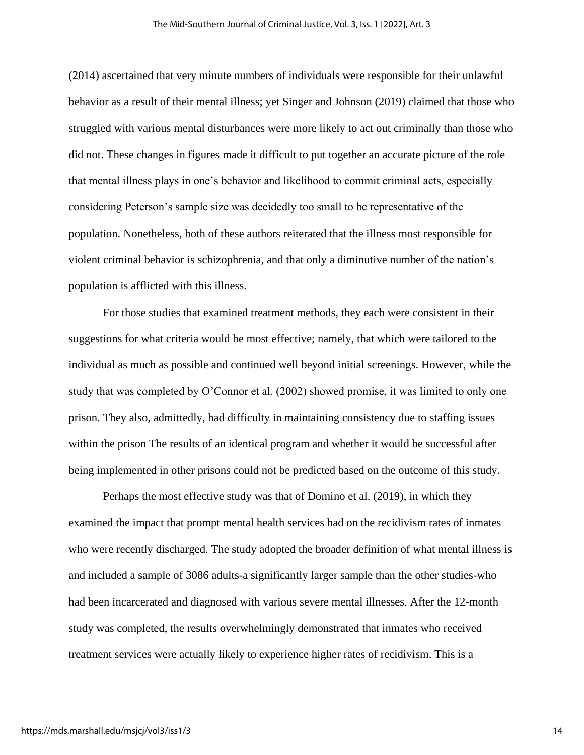(2014) ascertained that very minute numbers of individuals were responsible for their unlawful behavior as a result of their mental illness; yet Singer and Johnson (2019) claimed that those who struggled with various mental disturbances were more likely to act out criminally than those who did not. These changes in figures made it difficult to put together an accurate picture of the role that mental illness plays in one's behavior and likelihood to commit criminal acts, especially considering Peterson's sample size was decidedly too small to be representative of the population. Nonetheless, both of these authors reiterated that the illness most responsible for violent criminal behavior is schizophrenia, and that only a diminutive number of the nation's population is afflicted with this illness.

For those studies that examined treatment methods, they each were consistent in their suggestions for what criteria would be most effective; namely, that which were tailored to the individual as much as possible and continued well beyond initial screenings. However, while the study that was completed by O'Connor et al. (2002) showed promise, it was limited to only one prison. They also, admittedly, had difficulty in maintaining consistency due to staffing issues within the prison The results of an identical program and whether it would be successful after being implemented in other prisons could not be predicted based on the outcome of this study.

Perhaps the most effective study was that of Domino et al. (2019), in which they examined the impact that prompt mental health services had on the recidivism rates of inmates who were recently discharged. The study adopted the broader definition of what mental illness is and included a sample of 3086 adults-a significantly larger sample than the other studies-who had been incarcerated and diagnosed with various severe mental illnesses. After the 12-month study was completed, the results overwhelmingly demonstrated that inmates who received treatment services were actually likely to experience higher rates of recidivism. This is a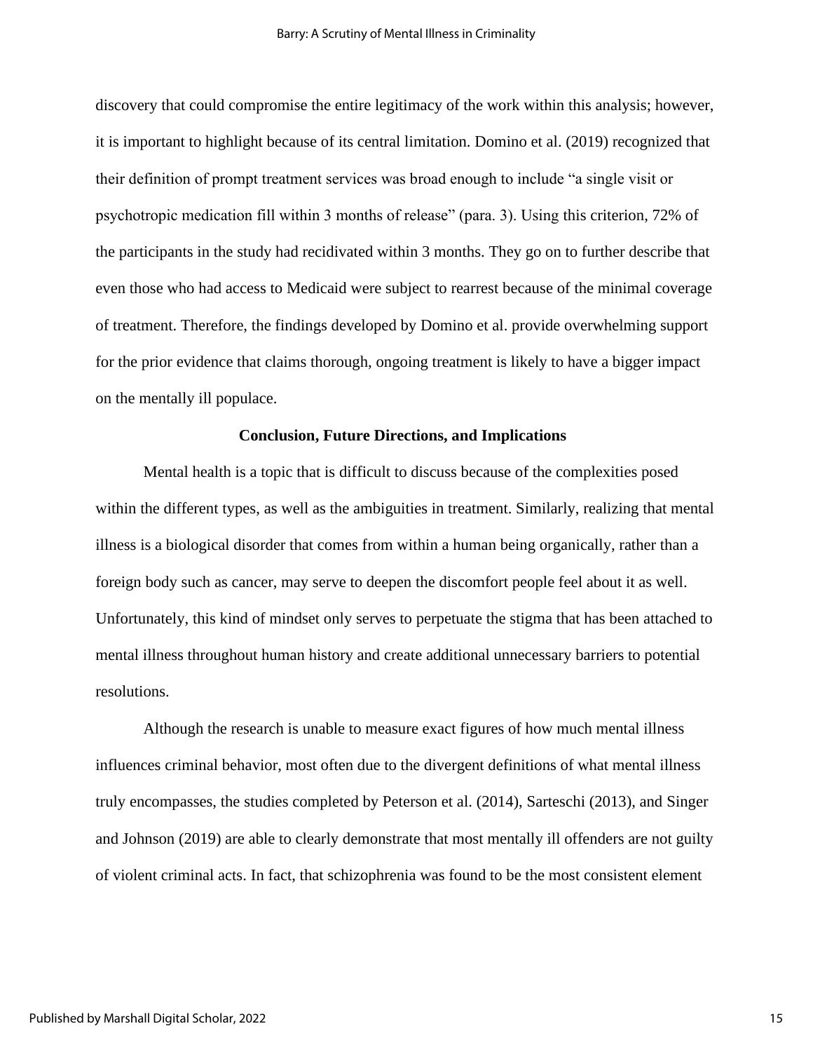discovery that could compromise the entire legitimacy of the work within this analysis; however, it is important to highlight because of its central limitation. Domino et al. (2019) recognized that their definition of prompt treatment services was broad enough to include "a single visit or psychotropic medication fill within 3 months of release" (para. 3). Using this criterion, 72% of the participants in the study had recidivated within 3 months. They go on to further describe that even those who had access to Medicaid were subject to rearrest because of the minimal coverage of treatment. Therefore, the findings developed by Domino et al. provide overwhelming support for the prior evidence that claims thorough, ongoing treatment is likely to have a bigger impact on the mentally ill populace.

## Conclusion, Future Directions, and Implications

Mental health is a topic that is difficult to discuss because of the complexities posed within the different types, as well as the ambiguities in treatment. Similarly, realizing that mental illness is a biological disorder that comes from within a human being organically, rather than a foreign body such as cancer, may serve to deepen the discomfort people feel about it as well. Unfortunately, this kind of mindset only serves to perpetuate the stigma that has been attached to mental illness throughout human history and create additional unnecessary barriers to potential resolutions.

Although the research is unable to measure exact figures of how much mental illness influences criminal behavior, most often due to the divergent definitions of what mental illness truly encompasses, the studies completed by Peterson et al. (2014), Sarteschi (2013), and Singer and Johnson (2019) are able to clearly demonstrate that most mentally ill offenders are not guilty of violent criminal acts. In fact, that schizophrenia was found to be the most consistent element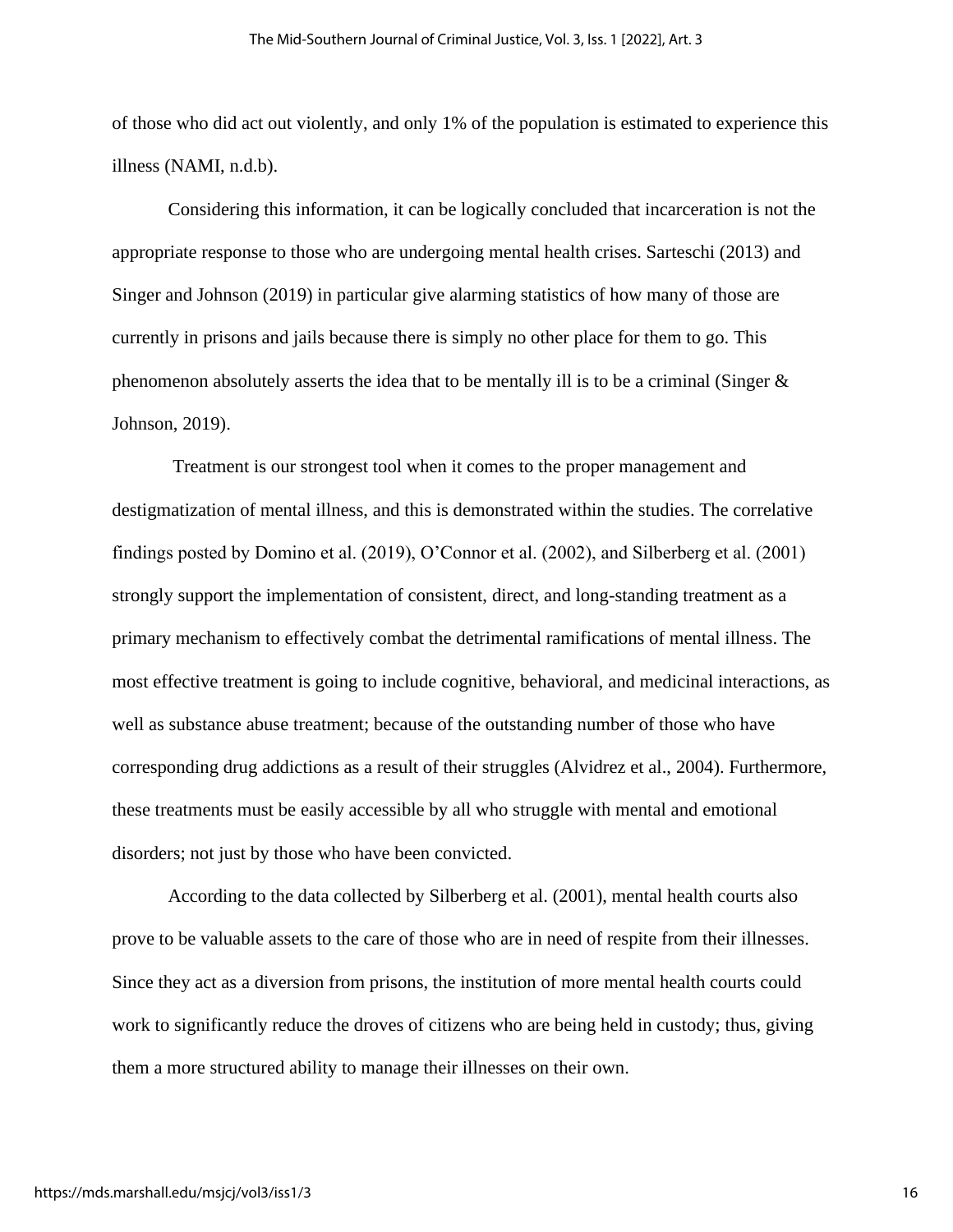of those who did act out violently, and only 1% of the population is estimated to experience this illness (NAMI, n.d.b).

Considering this information, it can be logically concluded that incarceration is not the appropriate response to those who are undergoing mental health crises. Sarteschi (2013) and Singer and Johnson (2019) in particular give alarming statistics of how many of those are currently in prisons and jails because there is simply no other place for them to go. This phenomenon absolutely asserts the idea that to be mentally ill is to be a criminal (Singer & Johnson, 2019).

Treatment is our strongest tool when it comes to the proper management and destigmatization of mental illness, and this is demonstrated within the studies. The correlative findings posted by Domino et al. (2019), O'Connor et al. (2002), and Silberberg et al. (2001) strongly support the implementation of consistent, direct, and long-standing treatment as a primary mechanism to effectively combat the detrimental ramifications of mental illness. The most effective treatment is going to include cognitive, behavioral, and medicinal interactions, as well as substance abuse treatment; because of the outstanding number of those who have corresponding drug addictions as a result of their struggles (Alvidrez et al., 2004). Furthermore, these treatments must be easily accessible by all who struggle with mental and emotional disorders; not just by those who have been convicted.

According to the data collected by Silberberg et al. (2001), mental health courts also prove to be valuable assets to the care of those who are in need of respite from their illnesses. Since they act as a diversion from prisons, the institution of more mental health courts could work to significantly reduce the droves of citizens who are being held in custody; thus, giving them a more structured ability to manage their illnesses on their own.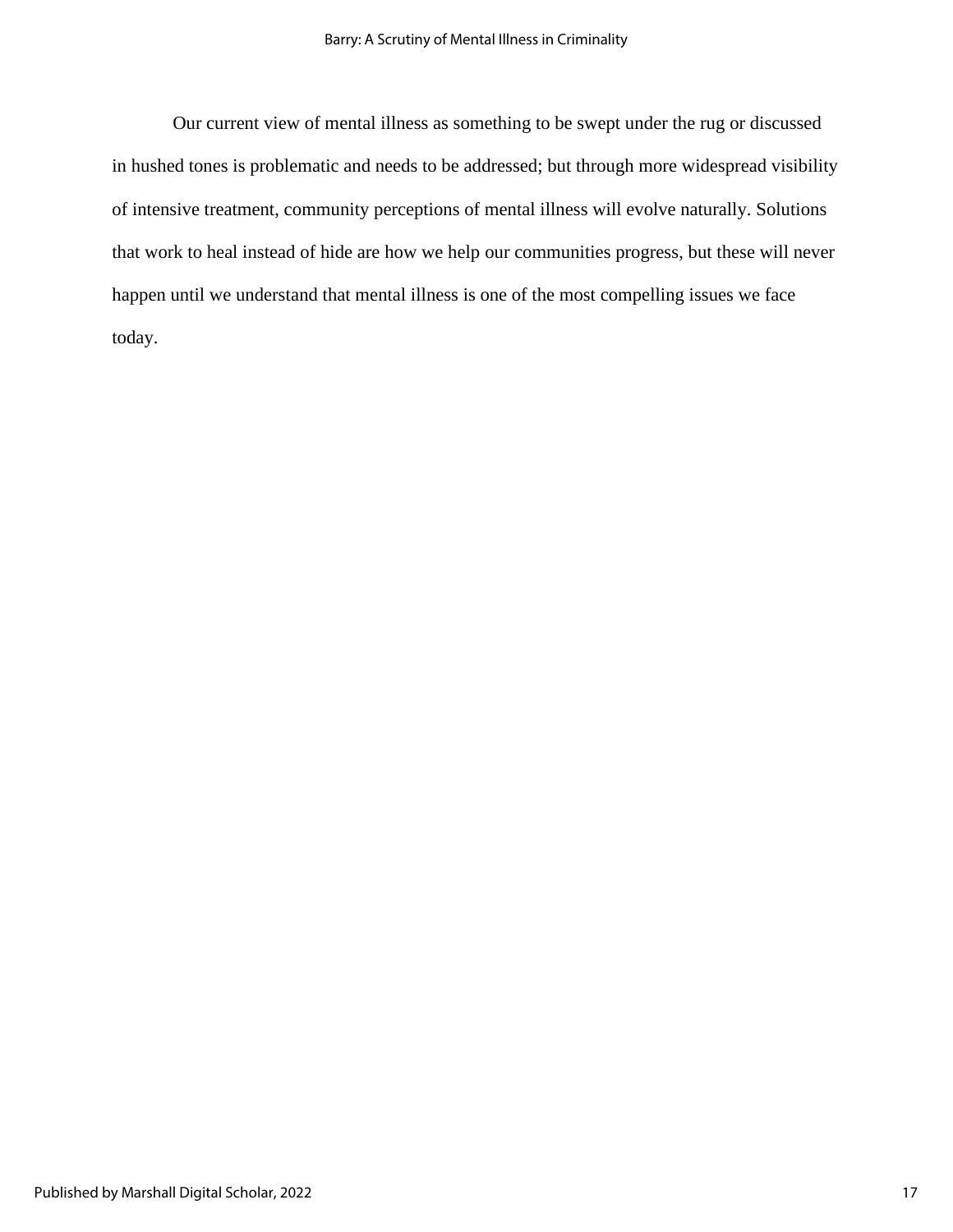Our current view of mental illness as something to be swept under the rug or discussed in hushed tones is problematic and needs to be addressed; but through more widespread visibility of intensive treatment, community perceptions of mental illness will evolve naturally. Solutions that work to heal instead of hide are how we help our communities progress, but these will never happen until we understand that mental illness is one of the most compelling issues we face today.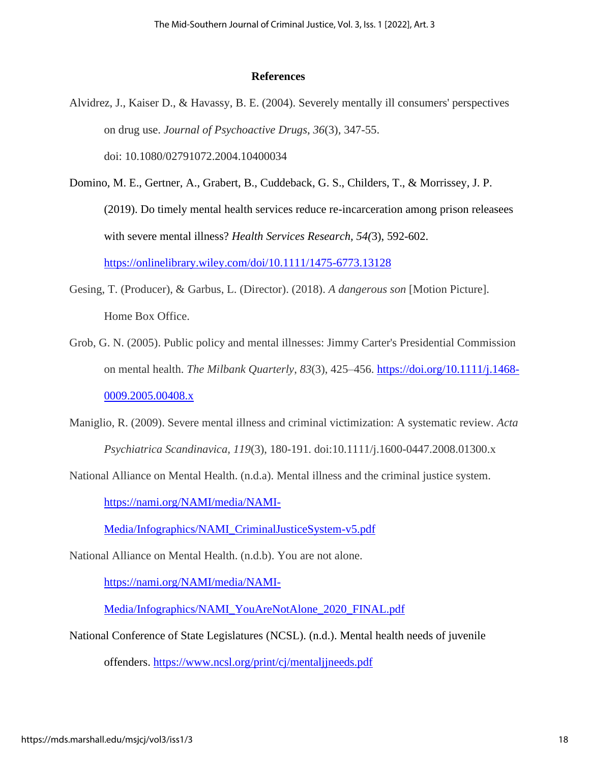## References

Alvidrez, J., Kaiser D., & Havassy, B. E. (2004). Severely mentally ill consumers' perspectives on drug use. *Journal of Psychoactive Drugs*, *36*(3), 347-55. doi: 10.1080/02791072.2004.10400034

Domino, M. E., Gertner, A., Grabert, B., Cuddeback, G. S., Childers, T., & Morrissey, J. P. (2019). Do timely mental health services reduce re-incarceration among prison releasees with severe mental illness? *Health Services Research, 54(*3), 592-602. https://onlinelibrary.wiley.com/doi/10.1111/1475-6773.13128

Gesing, T. (Producer), & Garbus, L. (Director). (2018). *A dangerous son* [Motion Picture]. Home Box Office.

Grob, G. N. (2005). Public policy and mental illnesses: Jimmy Carter's Presidential Commission on mental health. *The Milbank Quarterly*, *83*(3), 425–456. https://doi.org/10.1111/j.1468-0009.2005.00408.x

Maniglio, R. (2009). Severe mental illness and criminal victimization: A systematic review. *Acta Psychiatrica Scandinavica, 119*(3), 180-191. doi:10.1111/j.1600-0447.2008.01300.x

National Alliance on Mental Health. (n.d.a). Mental illness and the criminal justice system. https://nami.org/NAMI/media/NAMI-Media/Infographics/NAMI_CriminalJusticeSystem-v5.pdf

National Alliance on Mental Health. (n.d.b). You are not alone. https://nami.org/NAMI/media/NAMI-Media/Infographics/NAMI_YouAreNotAlone_2020_FINAL.pdf

National Conference of State Legislatures (NCSL). (n.d.). Mental health needs of juvenile offenders. https://www.ncsl.org/print/cj/mentaljjneeds.pdf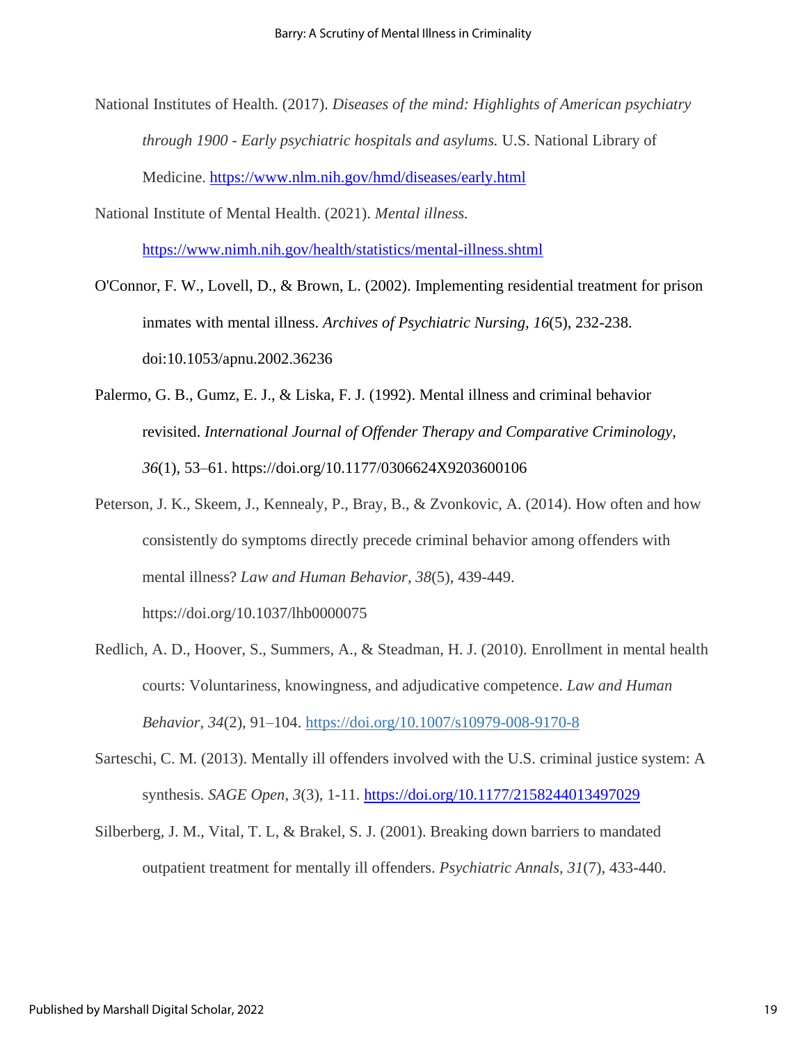National Institutes of Health. (2017). *Diseases of the mind: Highlights of American psychiatry through 1900 - Early psychiatric hospitals and asylums.* U.S. National Library of Medicine. https://www.nlm.nih.gov/hmd/diseases/early.html

National Institute of Mental Health. (2021). *Mental illness.* https://www.nimh.nih.gov/health/statistics/mental-illness.shtml

O'Connor, F. W., Lovell, D., & Brown, L. (2002). Implementing residential treatment for prison inmates with mental illness. *Archives of Psychiatric Nursing, 16*(5), 232-238. doi:10.1053/apnu.2002.36236

Palermo, G. B., Gumz, E. J., & Liska, F. J. (1992). Mental illness and criminal behavior revisited. *International Journal of Offender Therapy and Comparative Criminology*, *36*(1), 53–61. https://doi.org/10.1177/0306624X9203600106

Peterson, J. K., Skeem, J., Kennealy, P., Bray, B., & Zvonkovic, A. (2014). How often and how consistently do symptoms directly precede criminal behavior among offenders with mental illness? *Law and Human Behavior, 38*(5), 439-449. https://doi.org/10.1037/lhb0000075

Redlich, A. D., Hoover, S., Summers, A., & Steadman, H. J. (2010). Enrollment in mental health courts: Voluntariness, knowingness, and adjudicative competence. *Law and Human Behavior, 34*(2), 91–104. https://doi.org/10.1007/s10979-008-9170-8

Sarteschi, C. M. (2013). Mentally ill offenders involved with the U.S. criminal justice system: A synthesis. *SAGE Open*, *3*(3), 1-11. https://doi.org/10.1177/2158244013497029

Silberberg, J. M., Vital, T. L, & Brakel, S. J. (2001). Breaking down barriers to mandated outpatient treatment for mentally ill offenders. *Psychiatric Annals, 31*(7), 433-440.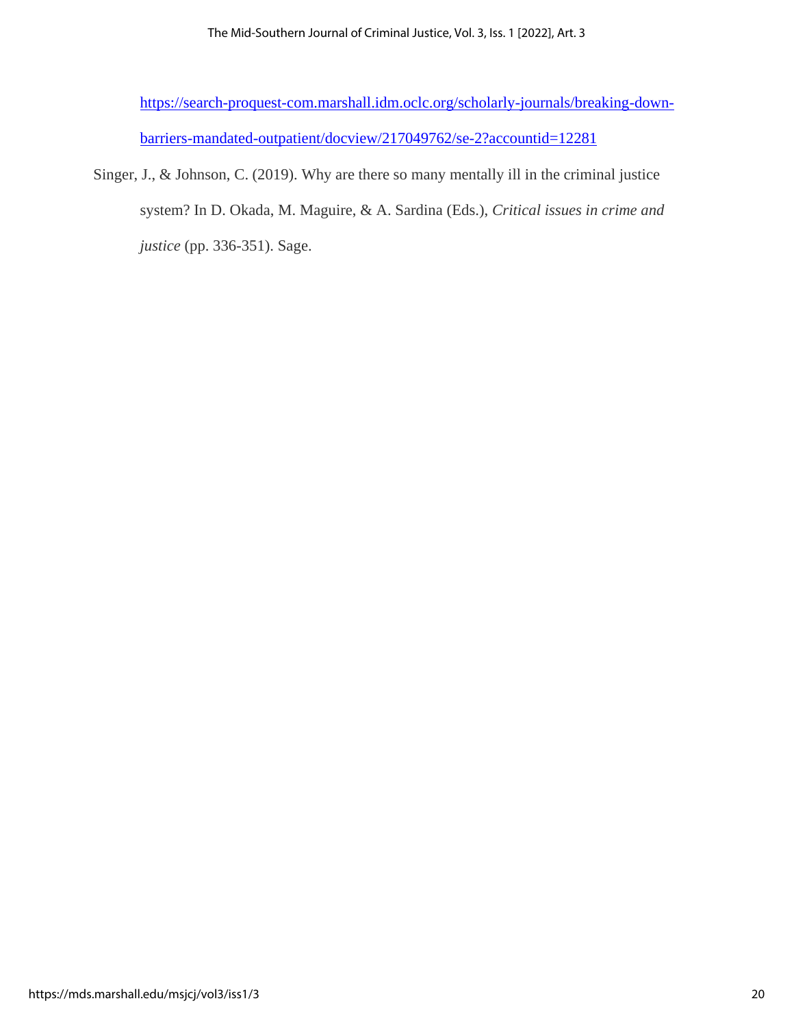https://search-proquest-com.marshall.idm.oclc.org/scholarly-journals/breaking-down-barriers-mandated-outpatient/docview/217049762/se-2?accountid=12281

Singer, J., & Johnson, C. (2019). Why are there so many mentally ill in the criminal justice system? In D. Okada, M. Maguire, & A. Sardina (Eds.), *Critical issues in crime and justice* (pp. 336-351). Sage.